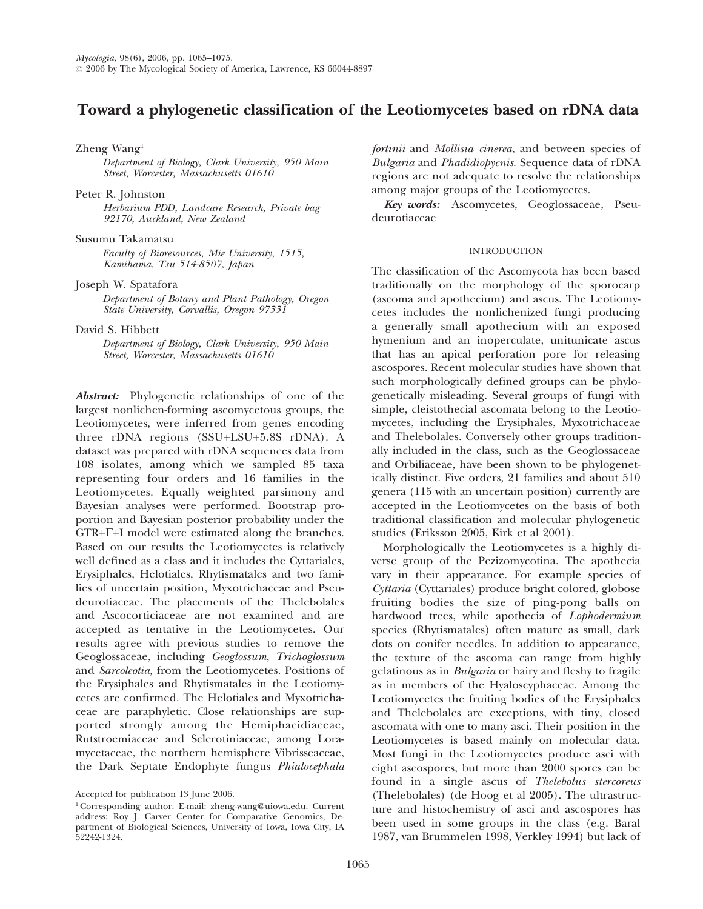# Toward a phylogenetic classification of the Leotiomycetes based on rDNA data

Zheng Wang[1]

*Department of Biology, Clark University, 950 Main Street, Worcester, Massachusetts 01610*

Peter R. Johnston

*Herbarium PDD, Landcare Research, Private bag 92170, Auckland, New Zealand*

Susumu Takamatsu

*Faculty of Bioresources, Mie University, 1515, Kamihama, Tsu 514-8507, Japan*

Joseph W. Spatafora

*Department of Botany and Plant Pathology, Oregon State University, Corvallis, Oregon 97331*

David S. Hibbett

*Department of Biology, Clark University, 950 Main Street, Worcester, Massachusetts 01610*

***Abstract:*** Phylogenetic relationships of one of the largest nonlichen-forming ascomycetous groups, the Leotiomycetes, were inferred from genes encoding three rDNA regions (SSU+LSU+5.8S rDNA). A dataset was prepared with rDNA sequences data from 108 isolates, among which we sampled 85 taxa representing four orders and 16 families in the Leotiomycetes. Equally weighted parsimony and Bayesian analyses were performed. Bootstrap proportion and Bayesian posterior probability under the GTR+Γ+I model were estimated along the branches. Based on our results the Leotiomycetes is relatively well defined as a class and it includes the Cyttariales, Erysiphales, Helotiales, Rhytismatales and two families of uncertain position, Myxotrichaceae and Pseudeurotiaceae. The placements of the Thelebolales and Ascocorticiaceae are not examined and are accepted as tentative in the Leotiomycetes. Our results agree with previous studies to remove the Geoglossaceae, including *Geoglossum*, *Trichoglossum* and *Sarcoleotia*, from the Leotiomycetes. Positions of the Erysiphales and Rhytismatales in the Leotiomycetes are confirmed. The Helotiales and Myxotrichaceae are paraphyletic. Close relationships are supported strongly among the Hemiphacidiaceae, Rutstroemiaceae and Sclerotiniaceae, among Loramycetaceae, the northern hemisphere Vibrisseaceae, the Dark Septate Endophyte fungus *Phialocephala fortinii* and *Mollisia cinerea*, and between species of *Bulgaria* and *Phadidiopycnis*. Sequence data of rDNA regions are not adequate to resolve the relationships among major groups of the Leotiomycetes.

***Key words:*** Ascomycetes, Geoglossaceae, Pseudeurotiaceae

## INTRODUCTION

The classification of the Ascomycota has been based traditionally on the morphology of the sporocarp (ascoma and apothecium) and ascus. The Leotiomycetes includes the nonlichenized fungi producing a generally small apothecium with an exposed hymenium and an inoperculate, unitunicate ascus that has an apical perforation pore for releasing ascospores. Recent molecular studies have shown that such morphologically defined groups can be phylogenetically misleading. Several groups of fungi with simple, cleistothecial ascomata belong to the Leotiomycetes, including the Erysiphales, Myxotrichaceae and Thelebolales. Conversely other groups traditionally included in the class, such as the Geoglossaceae and Orbiliaceae, have been shown to be phylogenetically distinct. Five orders, 21 families and about 510 genera (115 with an uncertain position) currently are accepted in the Leotiomycetes on the basis of both traditional classification and molecular phylogenetic studies (Eriksson 2005, Kirk et al 2001).

Morphologically the Leotiomycetes is a highly diverse group of the Pezizomycotina. The apothecia vary in their appearance. For example species of *Cyttaria* (Cyttariales) produce bright colored, globose fruiting bodies the size of ping-pong balls on hardwood trees, while apothecia of *Lophodermium* species (Rhytismatales) often mature as small, dark dots on conifer needles. In addition to appearance, the texture of the ascoma can range from highly gelatinous as in *Bulgaria* or hairy and fleshy to fragile as in members of the Hyaloscyphaceae. Among the Leotiomycetes the fruiting bodies of the Erysiphales and Thelebolales are exceptions, with tiny, closed ascomata with one to many asci. Their position in the Leotiomycetes is based mainly on molecular data. Most fungi in the Leotiomycetes produce asci with eight ascospores, but more than 2000 spores can be found in a single ascus of *Thelebolus stercoreus* (Thelebolales) (de Hoog et al 2005). The ultrastructure and histochemistry of asci and ascospores has been used in some groups in the class (e.g. Baral 1987, van Brummelen 1998, Verkley 1994) but lack of

Accepted for publication 13 June 2006.

[1] Corresponding author. E-mail: zheng-wang@uiowa.edu. Current address: Roy J. Carver Center for Comparative Genomics, Department of Biological Sciences, University of Iowa, Iowa City, IA 52242-1324.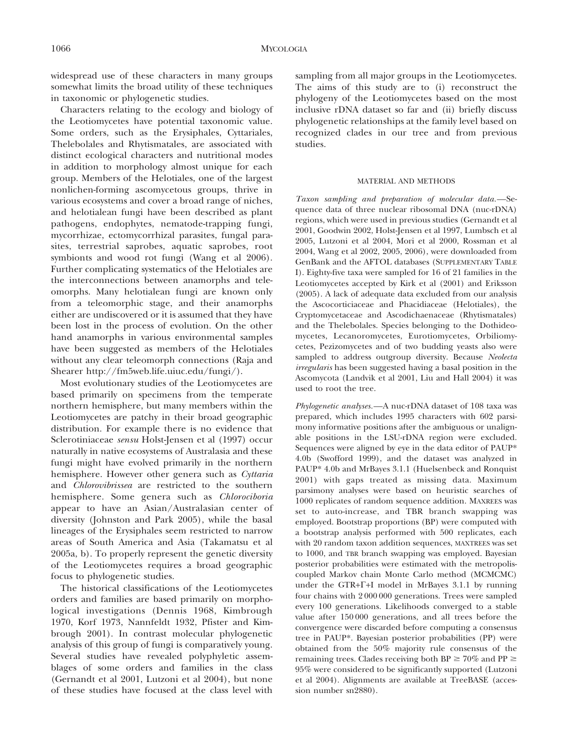widespread use of these characters in many groups somewhat limits the broad utility of these techniques in taxonomic or phylogenetic studies.

Characters relating to the ecology and biology of the Leotiomycetes have potential taxonomic value. Some orders, such as the Erysiphales, Cyttariales, Thelebolales and Rhytismatales, are associated with distinct ecological characters and nutritional modes in addition to morphology almost unique for each group. Members of the Helotiales, one of the largest nonlichen-forming ascomycetous groups, thrive in various ecosystems and cover a broad range of niches, and helotialean fungi have been described as plant pathogens, endophytes, nematode-trapping fungi, mycorrhizae, ectomycorrhizal parasites, fungal parasites, terrestrial saprobes, aquatic saprobes, root symbionts and wood rot fungi (Wang et al 2006). Further complicating systematics of the Helotiales are the interconnections between anamorphs and teleomorphs. Many helotialean fungi are known only from a teleomorphic stage, and their anamorphs either are undiscovered or it is assumed that they have been lost in the process of evolution. On the other hand anamorphs in various environmental samples have been suggested as members of the Helotiales without any clear teleomorph connections (Raja and Shearer http://fm5web.life.uiuc.edu/fungi/).

Most evolutionary studies of the Leotiomycetes are based primarily on specimens from the temperate northern hemisphere, but many members within the Leotiomycetes are patchy in their broad geographic distribution. For example there is no evidence that Sclerotiniaceae *sensu* Holst-Jensen et al (1997) occur naturally in native ecosystems of Australasia and these fungi might have evolved primarily in the northern hemisphere. However other genera such as *Cyttaria* and *Chlorovibrissea* are restricted to the southern hemisphere. Some genera such as *Chlorociboria* appear to have an Asian/Australasian center of diversity (Johnston and Park 2005), while the basal lineages of the Erysiphales seem restricted to narrow areas of South America and Asia (Takamatsu et al 2005a, b). To properly represent the genetic diversity of the Leotiomycetes requires a broad geographic focus to phylogenetic studies.

The historical classifications of the Leotiomycetes orders and families are based primarily on morphological investigations (Dennis 1968, Kimbrough 1970, Korf 1973, Nannfeldt 1932, Pfister and Kimbrough 2001). In contrast molecular phylogenetic analysis of this group of fungi is comparatively young. Several studies have revealed polyphyletic assemblages of some orders and families in the class (Gernandt et al 2001, Lutzoni et al 2004), but none of these studies have focused at the class level with sampling from all major groups in the Leotiomycetes. The aims of this study are to (i) reconstruct the phylogeny of the Leotiomycetes based on the most inclusive rDNA dataset so far and (ii) briefly discuss phylogenetic relationships at the family level based on recognized clades in our tree and from previous studies.

## MATERIAL AND METHODS

*Taxon sampling and preparation of molecular data.*—Sequence data of three nuclear ribosomal DNA (nuc-rDNA) regions, which were used in previous studies (Gernandt et al 2001, Goodwin 2002, Holst-Jensen et al 1997, Lumbsch et al 2005, Lutzoni et al 2004, Mori et al 2000, Rossman et al 2004, Wang et al 2002, 2005, 2006), were downloaded from GenBank and the AFTOL databases (SUPPLEMENTARY TABLE I). Eighty-five taxa were sampled for 16 of 21 families in the Leotiomycetes accepted by Kirk et al (2001) and Eriksson (2005). A lack of adequate data excluded from our analysis the Ascocorticiaceae and Phacidiaceae (Helotiales), the Cryptomycetaceae and Ascodichaenaceae (Rhytismatales) and the Thelebolales. Species belonging to the Dothideomycetes, Lecanoromycetes, Eurotiomycetes, Orbiliomycetes, Pezizomycetes and of two budding yeasts also were sampled to address outgroup diversity. Because *Neolecta irregularis* has been suggested having a basal position in the Ascomycota (Landvik et al 2001, Liu and Hall 2004) it was used to root the tree.

*Phylogenetic analyses.*—A nuc-rDNA dataset of 108 taxa was prepared, which includes 1995 characters with 602 parsimony informative positions after the ambiguous or unalignable positions in the LSU-rDNA region were excluded. Sequences were aligned by eye in the data editor of PAUP* 4.0b (Swofford 1999), and the dataset was analyzed in PAUP* 4.0b and MrBayes 3.1.1 (Huelsenbeck and Ronquist 2001) with gaps treated as missing data. Maximum parsimony analyses were based on heuristic searches of 1000 replicates of random sequence addition. MAXREES was set to auto-increase, and TBR branch swapping was employed. Bootstrap proportions (BP) were computed with a bootstrap analysis performed with 500 replicates, each with 20 random taxon addition sequences, MAXTREES was set to 1000, and TBR branch swapping was employed. Bayesian posterior probabilities were estimated with the metropolis-coupled Markov chain Monte Carlo method (MCMCMC) under the GTR+Γ+I model in MrBayes 3.1.1 by running four chains with 2 000 000 generations. Trees were sampled every 100 generations. Likelihoods converged to a stable value after 150 000 generations, and all trees before the convergence were discarded before computing a consensus tree in PAUP*. Bayesian posterior probabilities (PP) were obtained from the 50% majority rule consensus of the remaining trees. Clades receiving both BP $\geq$ 70% and PP $\geq$ 95% were considered to be significantly supported (Lutzoni et al 2004). Alignments are available at TreeBASE (accession number sn2880).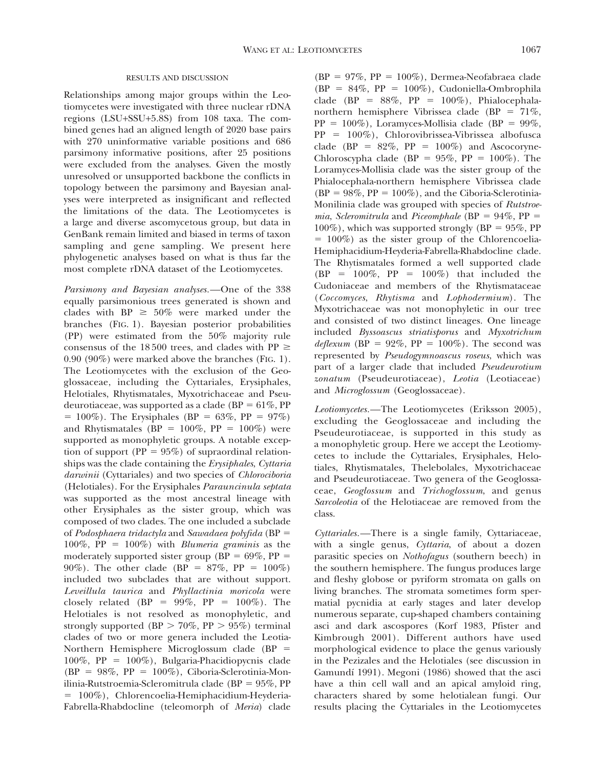## RESULTS AND DISCUSSION

Relationships among major groups within the Leotiomycetes were investigated with three nuclear rDNA regions (LSU+SSU+5.8S) from 108 taxa. The combined genes had an aligned length of 2020 base pairs with 270 uninformative variable positions and 686 parsimony informative positions, after 25 positions were excluded from the analyses. Given the mostly unresolved or unsupported backbone the conflicts in topology between the parsimony and Bayesian analyses were interpreted as insignificant and reflected the limitations of the data. The Leotiomycetes is a large and diverse ascomycetous group, but data in GenBank remain limited and biased in terms of taxon sampling and gene sampling. We present here phylogenetic analyses based on what is thus far the most complete rDNA dataset of the Leotiomycetes.

*Parsimony and Bayesian analyses.*—One of the 338 equally parsimonious trees generated is shown and clades with BP $\geq$ 50% were marked under the branches (FIG. 1). Bayesian posterior probabilities (PP) were estimated from the 50% majority rule consensus of the 18 500 trees, and clades with PP $\geq$ 0.90 (90%) were marked above the branches (FIG. 1). The Leotiomycetes with the exclusion of the Geoglossaceae, including the Cyttariales, Erysiphales, Helotiales, Rhytismatales, Myxotrichaceae and Pseudeurotiaceae, was supported as a clade (BP = 61%, PP = 100%). The Erysiphales (BP = 63%, PP = 97%) and Rhytismatales (BP = 100%, PP = 100%) were supported as monophyletic groups. A notable exception of support (PP = 95%) of supraordinal relationships was the clade containing the *Erysiphales*, *Cyttaria darwinii* (Cyttariales) and two species of *Chlorociboria* (Helotiales). For the Erysiphales *Parauncinula septata* was supported as the most ancestral lineage with other Erysiphales as the sister group, which was composed of two clades. The one included a subclade of *Podosphaera tridactyla* and *Sawadaea polyfida* (BP = 100%, PP = 100%) with *Blumeria graminis* as the moderately supported sister group (BP = 69%, PP = 90%). The other clade (BP = 87%, PP = 100%) included two subclades that are without support. *Leveillula taurica* and *Phyllactinia moricola* were closely related (BP = 99%, PP = 100%). The Helotiales is not resolved as monophyletic, and strongly supported (BP > 70%, PP > 95%) terminal clades of two or more genera included the Leotia-Northern Hemisphere Microglossum clade (BP = 100%, PP = 100%), Bulgaria-Phacidiopycnis clade (BP = 98%, PP = 100%), Ciboria-Sclerotinia-Monilinia-Rutstroemia-Scleromitrula clade (BP = 95%, PP = 100%), Chlorencoelia-Hemiphacidium-Heyderia-Fabrella-Rhabdocline (teleomorph of *Meria*) clade (BP = 97%, PP = 100%), Dermea-Neofabraea clade (BP = 84%, PP = 100%), Cudoniella-Ombrophila clade (BP = 88%, PP = 100%), Phialocephala-northern hemisphere Vibrissea clade (BP = 71%, PP = 100%), Loramyces-Mollisia clade (BP = 99%, PP = 100%), Chlorovibrissea-Vibrissea albofusca clade (BP = 82%, PP = 100%) and Ascocoryne-Chloroscypha clade (BP = 95%, PP = 100%). The Loramyces-Mollisia clade was the sister group of the Phialocephala-northern hemisphere Vibrissea clade (BP = 98%, PP = 100%), and the Ciboria-Sclerotinia-Monilinia clade was grouped with species of *Rutstroemia*, *Scleromitrula* and *Piceomphale* (BP = 94%, PP = 100%), which was supported strongly (BP = 95%, PP = 100%) as the sister group of the Chlorencoelia-Hemiphacidium-Heyderia-Fabrella-Rhabdocline clade. The Rhytismatales formed a well supported clade (BP = 100%, PP = 100%) that included the Cudoniaceae and members of the Rhytismataceae (*Coccomyces*, *Rhytisma* and *Lophodermium*). The Myxotrichaceae was not monophyletic in our tree and consisted of two distinct lineages. One lineage included *Byssoascus striatisporus* and *Myxotrichum deflexum* (BP = 92%, PP = 100%). The second was represented by *Pseudogymnoascus roseus*, which was part of a larger clade that included *Pseudeurotium zonatum* (Pseudeurotiaceae), *Leotia* (Leotiaceae) and *Microglossum* (Geoglossaceae).

*Leotiomycetes.*—The Leotiomycetes (Eriksson 2005), excluding the Geoglossaceae and including the Pseudeurotiaceae, is supported in this study as a monophyletic group. Here we accept the Leotiomycetes to include the Cyttariales, Erysiphales, Helotiales, Rhytismatales, Thelebolales, Myxotrichaceae and Pseudeurotiaceae. Two genera of the Geoglossaceae, *Geoglossum* and *Trichoglossum*, and genus *Sarcoleotia* of the Helotiaceae are removed from the class.

*Cyttariales.*—There is a single family, Cyttariaceae, with a single genus, *Cyttaria*, of about a dozen parasitic species on *Nothofagus* (southern beech) in the southern hemisphere. The fungus produces large and fleshy globose or pyriform stromata on galls on living branches. The stromata sometimes form spermatial pycnidia at early stages and later develop numerous separate, cup-shaped chambers containing asci and dark ascospores (Korf 1983, Pfister and Kimbrough 2001). Different authors have used morphological evidence to place the genus variously in the Pezizales and the Helotiales (see discussion in Gamundí 1991). Megoni (1986) showed that the asci have a thin cell wall and an apical amyloid ring, characters shared by some helotialean fungi. Our results placing the Cyttariales in the Leotiomycetes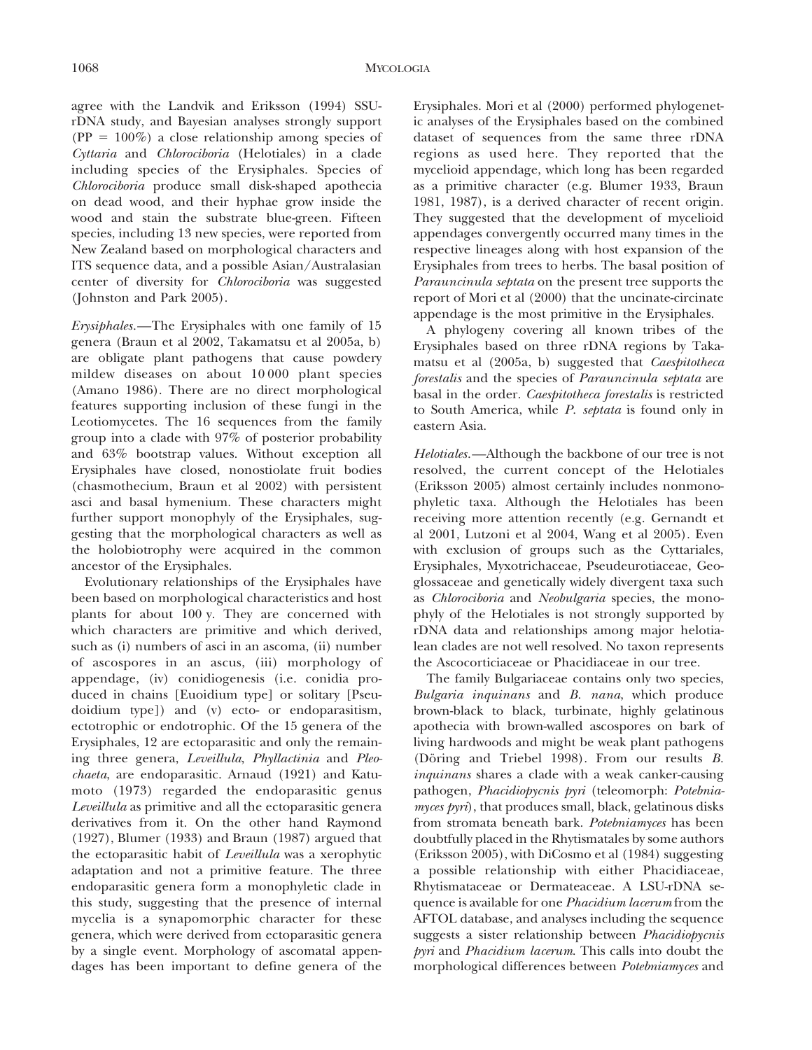agree with the Landvik and Eriksson (1994) SSU-rDNA study, and Bayesian analyses strongly support (PP = 100%) a close relationship among species of *Cyttaria* and *Chlorociboria* (Helotiales) in a clade including species of the Erysiphales. Species of *Chlorociboria* produce small disk-shaped apothecia on dead wood, and their hyphae grow inside the wood and stain the substrate blue-green. Fifteen species, including 13 new species, were reported from New Zealand based on morphological characters and ITS sequence data, and a possible Asian/Australasian center of diversity for *Chlorociboria* was suggested (Johnston and Park 2005).

*Erysiphales.*—The Erysiphales with one family of 15 genera (Braun et al 2002, Takamatsu et al 2005a, b) are obligate plant pathogens that cause powdery mildew diseases on about 10 000 plant species (Amano 1986). There are no direct morphological features supporting inclusion of these fungi in the Leotiomycetes. The 16 sequences from the family group into a clade with 97% of posterior probability and 63% bootstrap values. Without exception all Erysiphales have closed, nonostiolate fruit bodies (chasmothecium, Braun et al 2002) with persistent asci and basal hymenium. These characters might further support monophyly of the Erysiphales, suggesting that the morphological characters as well as the holobiotrophy were acquired in the common ancestor of the Erysiphales.

Evolutionary relationships of the Erysiphales have been based on morphological characteristics and host plants for about 100 y. They are concerned with which characters are primitive and which derived, such as (i) numbers of asci in an ascoma, (ii) number of ascospores in an ascus, (iii) morphology of appendage, (iv) conidiogenesis (i.e. conidia produced in chains [Euoidium type] or solitary [Pseudoidium type]) and (v) ecto- or endoparasitism, ectotrophic or endotrophic. Of the 15 genera of the Erysiphales, 12 are ectoparasitic and only the remaining three genera, *Leveillula*, *Phyllactinia* and *Pleochaeta*, are endoparasitic. Arnaud (1921) and Katumoto (1973) regarded the endoparasitic genus *Leveillula* as primitive and all the ectoparasitic genera derivatives from it. On the other hand Raymond (1927), Blumer (1933) and Braun (1987) argued that the ectoparasitic habit of *Leveillula* was a xerophytic adaptation and not a primitive feature. The three endoparasitic genera form a monophyletic clade in this study, suggesting that the presence of internal mycelia is a synapomorphic character for these genera, which were derived from ectoparasitic genera by a single event. Morphology of ascomatal appendages has been important to define genera of the Erysiphales. Mori et al (2000) performed phylogenetic analyses of the Erysiphales based on the combined dataset of sequences from the same three rDNA regions as used here. They reported that the mycelioid appendage, which long has been regarded as a primitive character (e.g. Blumer 1933, Braun 1981, 1987), is a derived character of recent origin. They suggested that the development of mycelioid appendages convergently occurred many times in the respective lineages along with host expansion of the Erysiphales from trees to herbs. The basal position of *Parauncinula septata* on the present tree supports the report of Mori et al (2000) that the uncinate-circinate appendage is the most primitive in the Erysiphales.

A phylogeny covering all known tribes of the Erysiphales based on three rDNA regions by Takamatsu et al (2005a, b) suggested that *Caespitotheca forestalis* and the species of *Parauncinula septata* are basal in the order. *Caespitotheca forestalis* is restricted to South America, while *P. septata* is found only in eastern Asia.

*Helotiales.*—Although the backbone of our tree is not resolved, the current concept of the Helotiales (Eriksson 2005) almost certainly includes nonmonophyletic taxa. Although the Helotiales has been receiving more attention recently (e.g. Gernandt et al 2001, Lutzoni et al 2004, Wang et al 2005). Even with exclusion of groups such as the Cyttariales, Erysiphales, Myxotrichaceae, Pseudeurotiaceae, Geoglossaceae and genetically widely divergent taxa such as *Chlorociboria* and *Neobulgaria* species, the monophyly of the Helotiales is not strongly supported by rDNA data and relationships among major helotialean clades are not well resolved. No taxon represents the Ascocorticiaceae or Phacidiaceae in our tree.

The family Bulgariaceae contains only two species, *Bulgaria inquinans* and *B. nana*, which produce brown-black to black, turbinate, highly gelatinous apothecia with brown-walled ascospores on bark of living hardwoods and might be weak plant pathogens (Döring and Triebel 1998). From our results *B. inquinans* shares a clade with a weak canker-causing pathogen, *Phacidiopycnis pyri* (teleomorph: *Potebniamyces pyri*), that produces small, black, gelatinous disks from stromata beneath bark. *Potebniamyces* has been doubtfully placed in the Rhytismatales by some authors (Eriksson 2005), with DiCosmo et al (1984) suggesting a possible relationship with either Phacidiaceae, Rhytismataceae or Dermateaceae. A LSU-rDNA sequence is available for one *Phacidium lacerum* from the AFTOL database, and analyses including the sequence suggests a sister relationship between *Phacidiopycnis pyri* and *Phacidium lacerum*. This calls into doubt the morphological differences between *Potebniamyces* and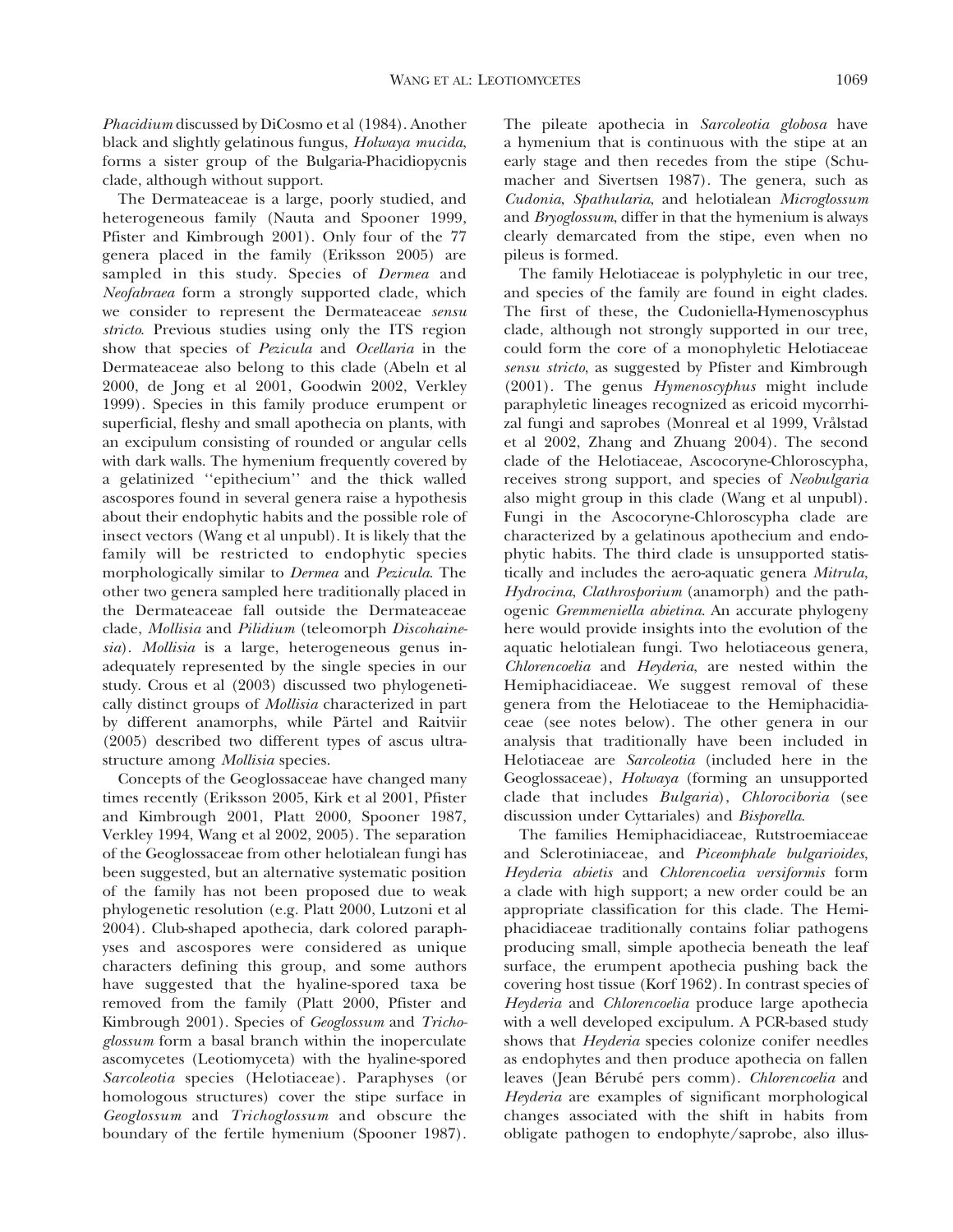*Phacidium* discussed by DiCosmo et al (1984). Another black and slightly gelatinous fungus, *Holwaya mucida*, forms a sister group of the Bulgaria-Phacidiopycnis clade, although without support.

The Dermateaceae is a large, poorly studied, and heterogeneous family (Nauta and Spooner 1999, Pfister and Kimbrough 2001). Only four of the 77 genera placed in the family (Eriksson 2005) are sampled in this study. Species of *Dermea* and *Neofabraea* form a strongly supported clade, which we consider to represent the Dermateaceae *sensu stricto*. Previous studies using only the ITS region show that species of *Pezicula* and *Ocellaria* in the Dermateaceae also belong to this clade (Abeln et al 2000, de Jong et al 2001, Goodwin 2002, Verkley 1999). Species in this family produce erumpent or superficial, fleshy and small apothecia on plants, with an excipulum consisting of rounded or angular cells with dark walls. The hymenium frequently covered by a gelatinized ''epithecium'' and the thick walled ascospores found in several genera raise a hypothesis about their endophytic habits and the possible role of insect vectors (Wang et al unpubl). It is likely that the family will be restricted to endophytic species morphologically similar to *Dermea* and *Pezicula*. The other two genera sampled here traditionally placed in the Dermateaceae fall outside the Dermateaceae clade, *Mollisia* and *Pilidium* (teleomorph *Discohainesia*). *Mollisia* is a large, heterogeneous genus inadequately represented by the single species in our study. Crous et al (2003) discussed two phylogenetically distinct groups of *Mollisia* characterized in part by different anamorphs, while Pärtel and Raitviir (2005) described two different types of ascus ultrastructure among *Mollisia* species.

Concepts of the Geoglossaceae have changed many times recently (Eriksson 2005, Kirk et al 2001, Pfister and Kimbrough 2001, Platt 2000, Spooner 1987, Verkley 1994, Wang et al 2002, 2005). The separation of the Geoglossaceae from other helotialean fungi has been suggested, but an alternative systematic position of the family has not been proposed due to weak phylogenetic resolution (e.g. Platt 2000, Lutzoni et al 2004). Club-shaped apothecia, dark colored paraphyses and ascospores were considered as unique characters defining this group, and some authors have suggested that the hyaline-spored taxa be removed from the family (Platt 2000, Pfister and Kimbrough 2001). Species of *Geoglossum* and *Trichoglossum* form a basal branch within the inoperculate ascomycetes (Leotiomyceta) with the hyaline-spored *Sarcoleotia* species (Helotiaceae). Paraphyses (or homologous structures) cover the stipe surface in *Geoglossum* and *Trichoglossum* and obscure the boundary of the fertile hymenium (Spooner 1987). The pileate apothecia in *Sarcoleotia globosa* have a hymenium that is continuous with the stipe at an early stage and then recedes from the stipe (Schumacher and Sivertsen 1987). The genera, such as *Cudonia*, *Spathularia*, and helotialean *Microglossum* and *Bryoglossum*, differ in that the hymenium is always clearly demarcated from the stipe, even when no pileus is formed.

The family Helotiaceae is polyphyletic in our tree, and species of the family are found in eight clades. The first of these, the Cudoniella-Hymenoscyphus clade, although not strongly supported in our tree, could form the core of a monophyletic Helotiaceae *sensu stricto*, as suggested by Pfister and Kimbrough (2001). The genus *Hymenoscyphus* might include paraphyletic lineages recognized as ericoid mycorrhizal fungi and saprobes (Monreal et al 1999, Vrålstad et al 2002, Zhang and Zhuang 2004). The second clade of the Helotiaceae, Ascocoryne-Chloroscypha, receives strong support, and species of *Neobulgaria* also might group in this clade (Wang et al unpubl). Fungi in the Ascocoryne-Chloroscypha clade are characterized by a gelatinous apothecium and endophytic habits. The third clade is unsupported statistically and includes the aero-aquatic genera *Mitrula*, *Hydrocina*, *Clathrosporium* (anamorph) and the pathogenic *Gremmeniella abietina*. An accurate phylogeny here would provide insights into the evolution of the aquatic helotialean fungi. Two helotiaceous genera, *Chlorencoelia* and *Heyderia*, are nested within the Hemiphacidiaceae. We suggest removal of these genera from the Helotiaceae to the Hemiphacidiaceae (see notes below). The other genera in our analysis that traditionally have been included in Helotiaceae are *Sarcoleotia* (included here in the Geoglossaceae), *Holwaya* (forming an unsupported clade that includes *Bulgaria*), *Chlorociboria* (see discussion under Cyttariales) and *Bisporella*.

The families Hemiphacidiaceae, Rutstroemiaceae and Sclerotiniaceae, and *Piceomphale bulgarioides*, *Heyderia abietis* and *Chlorencoelia versiformis* form a clade with high support; a new order could be an appropriate classification for this clade. The Hemiphacidiaceae traditionally contains foliar pathogens producing small, simple apothecia beneath the leaf surface, the erumpent apothecia pushing back the covering host tissue (Korf 1962). In contrast species of *Heyderia* and *Chlorencoelia* produce large apothecia with a well developed excipulum. A PCR-based study shows that *Heyderia* species colonize conifer needles as endophytes and then produce apothecia on fallen leaves (Jean Bérubé pers comm). *Chlorencoelia* and *Heyderia* are examples of significant morphological changes associated with the shift in habits from obligate pathogen to endophyte/saprobe, also illus-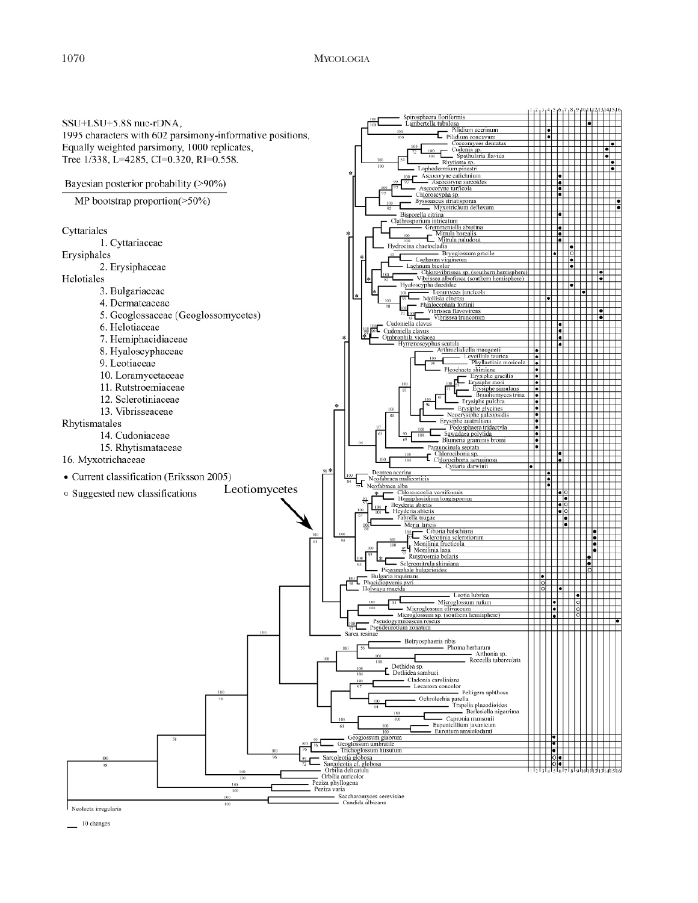SSU+LSU+5.8S nuc-rDNA,
1995 characters with 602 parsimony-informative positions,
Equally weighted parsimony, 1000 replicates,
Tree 1/338, L=4285, CI=0.320, RI=0.558.

Bayesian posterior probability (>90%)
MP bootstrap proportion(>50%)

Cyttariales
 1. Cyttariaceae
Erysiphales
 2. Erysiphaceae
Helotiales
 3. Bulgariaceae
 4. Dermateaceae
 5. Geoglossaceae (Geoglossomycetes)
 6. Helotiaceae
 7. Hemiphacidiaceae
 8. Hyaloscyphaceae
 9. Leotiaceae
 10. Loramycetaceae
 11. Rutstroemiaceae
 12. Sclerotiniaceae
 13. Vibrisseaceae
Rhytismatales
 14. Cudoniaceae
 15. Rhytismataceae
16. Myxotrichaceae

- • Current classification (Eriksson 2005)
- ○ Suggested new classifications

Leotiomycetes

10 changes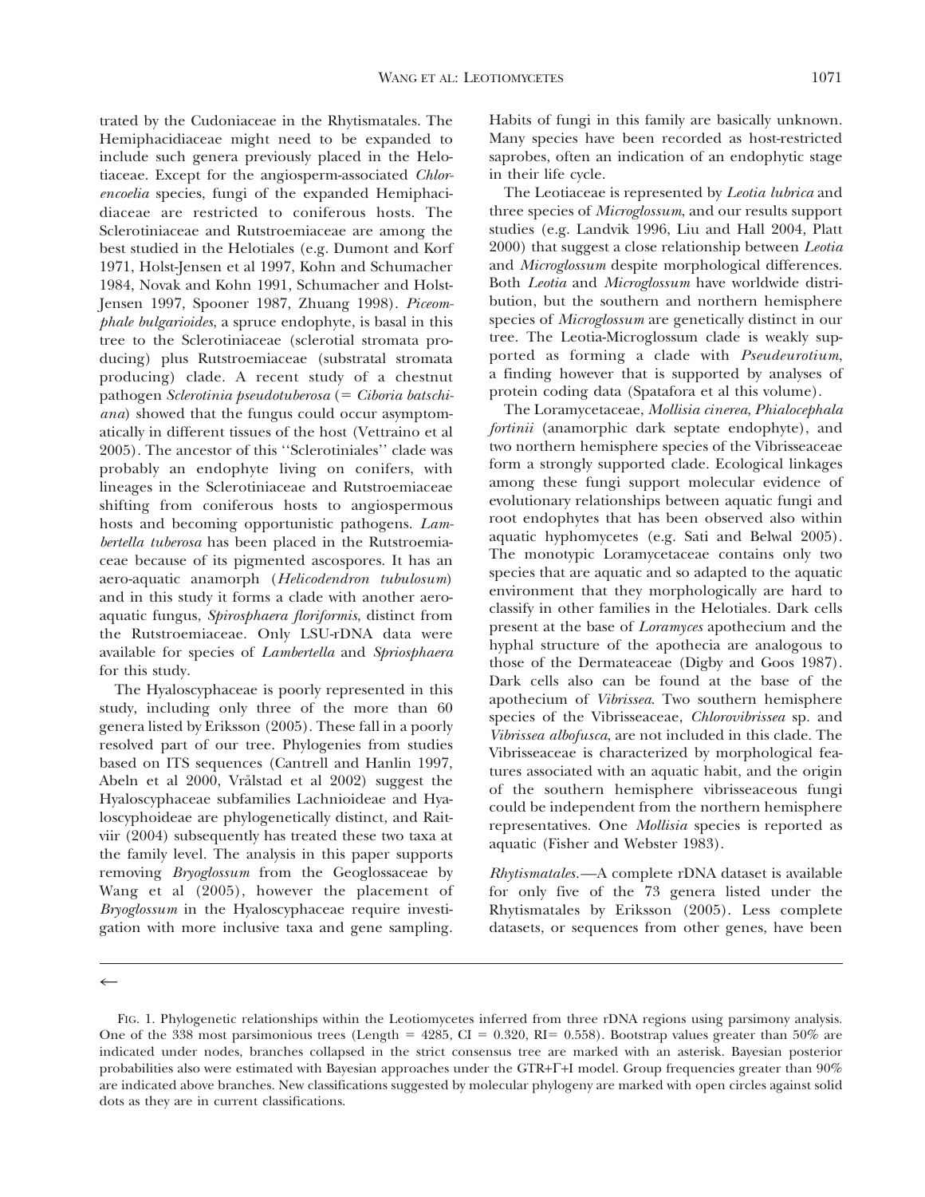trated by the Cudoniaceae in the Rhytismatales. The Hemiphacidiaceae might need to be expanded to include such genera previously placed in the Helotiaceae. Except for the angiosperm-associated *Chlorencoelia* species, fungi of the expanded Hemiphacidiaceae are restricted to coniferous hosts. The Sclerotiniaceae and Rutstroemiaceae are among the best studied in the Helotiales (e.g. Dumont and Korf 1971, Holst-Jensen et al 1997, Kohn and Schumacher 1984, Novak and Kohn 1991, Schumacher and Holst-Jensen 1997, Spooner 1987, Zhuang 1998). *Piceomphale bulgarioides*, a spruce endophyte, is basal in this tree to the Sclerotiniaceae (sclerotial stromata producing) plus Rutstroemiaceae (substratal stromata producing) clade. A recent study of a chestnut pathogen *Sclerotinia pseudotuberosa* (= *Ciboria batschiana*) showed that the fungus could occur asymptomatically in different tissues of the host (Vettraino et al 2005). The ancestor of this ''Sclerotiniales'' clade was probably an endophyte living on conifers, with lineages in the Sclerotiniaceae and Rutstroemiaceae shifting from coniferous hosts to angiospermous hosts and becoming opportunistic pathogens. *Lambertella tuberosa* has been placed in the Rutstroemiaceae because of its pigmented ascospores. It has an aero-aquatic anamorph (*Helicodendron tubulosum*) and in this study it forms a clade with another aero-aquatic fungus, *Spirosphaera floriformis*, distinct from the Rutstroemiaceae. Only LSU-rDNA data were available for species of *Lambertella* and *Spriosphaera* for this study.

The Hyaloscyphaceae is poorly represented in this study, including only three of the more than 60 genera listed by Eriksson (2005). These fall in a poorly resolved part of our tree. Phylogenies from studies based on ITS sequences (Cantrell and Hanlin 1997, Abeln et al 2000, Vrålstad et al 2002) suggest the Hyaloscyphaceae subfamilies Lachnioideae and Hyaloscyphoideae are phylogenetically distinct, and Raitviir (2004) subsequently has treated these two taxa at the family level. The analysis in this paper supports removing *Bryoglossum* from the Geoglossaceae by Wang et al (2005), however the placement of *Bryoglossum* in the Hyaloscyphaceae require investigation with more inclusive taxa and gene sampling. Habits of fungi in this family are basically unknown. Many species have been recorded as host-restricted saprobes, often an indication of an endophytic stage in their life cycle.

The Leotiaceae is represented by *Leotia lubrica* and three species of *Microglossum*, and our results support studies (e.g. Landvik 1996, Liu and Hall 2004, Platt 2000) that suggest a close relationship between *Leotia* and *Microglossum* despite morphological differences. Both *Leotia* and *Microglossum* have worldwide distribution, but the southern and northern hemisphere species of *Microglossum* are genetically distinct in our tree. The Leotia-Microglossum clade is weakly supported as forming a clade with *Pseudeurotium*, a finding however that is supported by analyses of protein coding data (Spatafora et al this volume).

The Loramycetaceae, *Mollisia cinerea*, *Phialocephala fortinii* (anamorphic dark septate endophyte), and two northern hemisphere species of the Vibrisseaceae form a strongly supported clade. Ecological linkages among these fungi support molecular evidence of evolutionary relationships between aquatic fungi and root endophytes that has been observed also within aquatic hyphomycetes (e.g. Sati and Belwal 2005). The monotypic Loramycetaceae contains only two species that are aquatic and so adapted to the aquatic environment that they morphologically are hard to classify in other families in the Helotiales. Dark cells present at the base of *Loramyces* apothecium and the hyphal structure of the apothecia are analogous to those of the Dermateaceae (Digby and Goos 1987). Dark cells also can be found at the base of the apothecium of *Vibrissea*. Two southern hemisphere species of the Vibrisseaceae, *Chlorovibrissea* sp. and *Vibrissea albofusca*, are not included in this clade. The Vibrisseaceae is characterized by morphological features associated with an aquatic habit, and the origin of the southern hemisphere vibrisseaceous fungi could be independent from the northern hemisphere representatives. One *Mollisia* species is reported as aquatic (Fisher and Webster 1983).

*Rhytismatales.*—A complete rDNA dataset is available for only five of the 73 genera listed under the Rhytismatales by Eriksson (2005). Less complete datasets, or sequences from other genes, have been

←

FIG. 1. Phylogenetic relationships within the Leotiomycetes inferred from three rDNA regions using parsimony analysis. One of the 338 most parsimonious trees (Length = 4285, CI = 0.320, RI= 0.558). Bootstrap values greater than 50% are indicated under nodes, branches collapsed in the strict consensus tree are marked with an asterisk. Bayesian posterior probabilities also were estimated with Bayesian approaches under the GTR+Γ+I model. Group frequencies greater than 90% are indicated above branches. New classifications suggested by molecular phylogeny are marked with open circles against solid dots as they are in current classifications.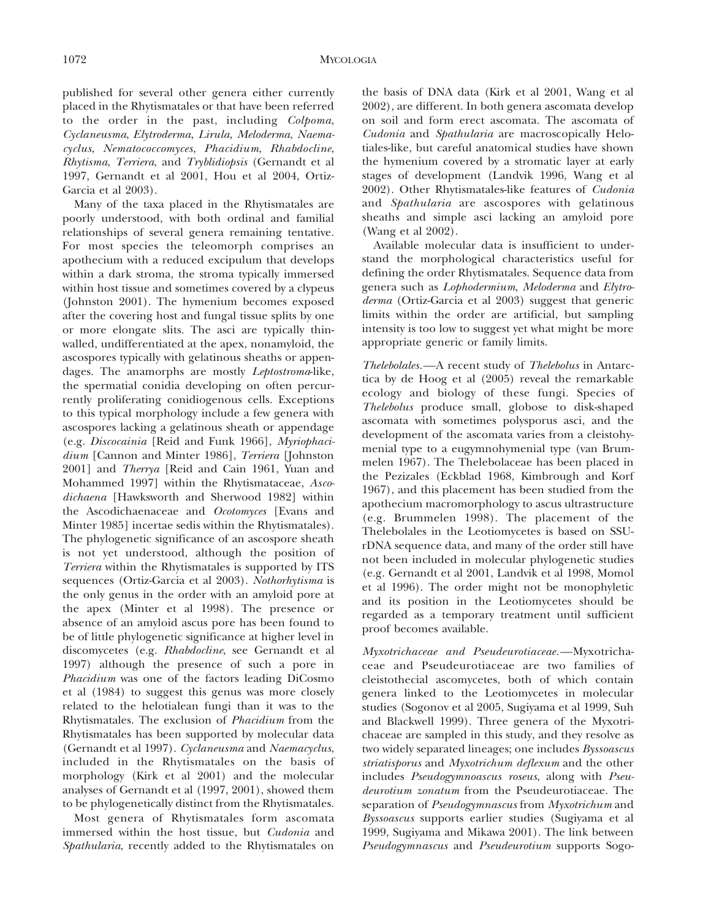published for several other genera either currently placed in the Rhytismatales or that have been referred to the order in the past, including *Colpoma*, *Cyclaneusma*, *Elytroderma*, *Lirula*, *Meloderma*, *Naemacyclus*, *Nematococcomyces*, *Phacidium*, *Rhabdocline*, *Rhytisma*, *Terriera*, and *Tryblidiopsis* (Gernandt et al 1997, Gernandt et al 2001, Hou et al 2004, Ortiz-Garcia et al 2003).

Many of the taxa placed in the Rhytismatales are poorly understood, with both ordinal and familial relationships of several genera remaining tentative. For most species the teleomorph comprises an apothecium with a reduced excipulum that develops within a dark stroma, the stroma typically immersed within host tissue and sometimes covered by a clypeus (Johnston 2001). The hymenium becomes exposed after the covering host and fungal tissue splits by one or more elongate slits. The asci are typically thin-walled, undifferentiated at the apex, nonamyloid, the ascospores typically with gelatinous sheaths or appendages. The anamorphs are mostly *Leptostroma*-like, the spermatial conidia developing on often percurrently proliferating conidiogenous cells. Exceptions to this typical morphology include a few genera with ascospores lacking a gelatinous sheath or appendage (e.g. *Discocainia* [Reid and Funk 1966], *Myriophacidium* [Cannon and Minter 1986], *Terriera* [Johnston 2001] and *Therrya* [Reid and Cain 1961, Yuan and Mohammed 1997] within the Rhytismataceae, *Ascodichaena* [Hawksworth and Sherwood 1982] within the Ascodichaenaceae and *Ocotomyces* [Evans and Minter 1985] incertae sedis within the Rhytismatales). The phylogenetic significance of an ascospore sheath is not yet understood, although the position of *Terriera* within the Rhytismatales is supported by ITS sequences (Ortiz-Garcia et al 2003). *Nothorhytisma* is the only genus in the order with an amyloid pore at the apex (Minter et al 1998). The presence or absence of an amyloid ascus pore has been found to be of little phylogenetic significance at higher level in discomycetes (e.g. *Rhabdocline*, see Gernandt et al 1997) although the presence of such a pore in *Phacidium* was one of the factors leading DiCosmo et al (1984) to suggest this genus was more closely related to the helotialean fungi than it was to the Rhytismatales. The exclusion of *Phacidium* from the Rhytismatales has been supported by molecular data (Gernandt et al 1997). *Cyclaneusma* and *Naemacyclus*, included in the Rhytismatales on the basis of morphology (Kirk et al 2001) and the molecular analyses of Gernandt et al (1997, 2001), showed them to be phylogenetically distinct from the Rhytismatales.

Most genera of Rhytismatales form ascomata immersed within the host tissue, but *Cudonia* and *Spathularia*, recently added to the Rhytismatales on the basis of DNA data (Kirk et al 2001, Wang et al 2002), are different. In both genera ascomata develop on soil and form erect ascomata. The ascomata of *Cudonia* and *Spathularia* are macroscopically Helotiales-like, but careful anatomical studies have shown the hymenium covered by a stromatic layer at early stages of development (Landvik 1996, Wang et al 2002). Other Rhytismatales-like features of *Cudonia* and *Spathularia* are ascospores with gelatinous sheaths and simple asci lacking an amyloid pore (Wang et al 2002).

Available molecular data is insufficient to understand the morphological characteristics useful for defining the order Rhytismatales. Sequence data from genera such as *Lophodermium*, *Meloderma* and *Elytroderma* (Ortiz-Garcia et al 2003) suggest that generic limits within the order are artificial, but sampling intensity is too low to suggest yet what might be more appropriate generic or family limits.

*Thelebolales*.—A recent study of *Thelebolus* in Antarctica by de Hoog et al (2005) reveal the remarkable ecology and biology of these fungi. Species of *Thelebolus* produce small, globose to disk-shaped ascomata with sometimes polysporus asci, and the development of the ascomata varies from a cleistohymenial type to a eugymnohymenial type (van Brummelen 1967). The Thelebolaceae has been placed in the Pezizales (Eckblad 1968, Kimbrough and Korf 1967), and this placement has been studied from the apothecium macromorphology to ascus ultrastructure (e.g. Brummelen 1998). The placement of the Thelebolales in the Leotiomycetes is based on SSU-rDNA sequence data, and many of the order still have not been included in molecular phylogenetic studies (e.g. Gernandt et al 2001, Landvik et al 1998, Momol et al 1996). The order might not be monophyletic and its position in the Leotiomycetes should be regarded as a temporary treatment until sufficient proof becomes available.

*Myxotrichaceae and Pseudeurotiaceae*.—Myxotrichaceae and Pseudeurotiaceae are two families of cleistothecial ascomycetes, both of which contain genera linked to the Leotiomycetes in molecular studies (Sogonov et al 2005, Sugiyama et al 1999, Suh and Blackwell 1999). Three genera of the Myxotrichaceae are sampled in this study, and they resolve as two widely separated lineages; one includes *Byssoascus striatisporus* and *Myxotrichum deflexum* and the other includes *Pseudogymnoascus roseus*, along with *Pseudeurotium zonatum* from the Pseudeurotiaceae. The separation of *Pseudogymnascus* from *Myxotrichum* and *Byssoascus* supports earlier studies (Sugiyama et al 1999, Sugiyama and Mikawa 2001). The link between *Pseudogymnascus* and *Pseudeurotium* supports Sogo-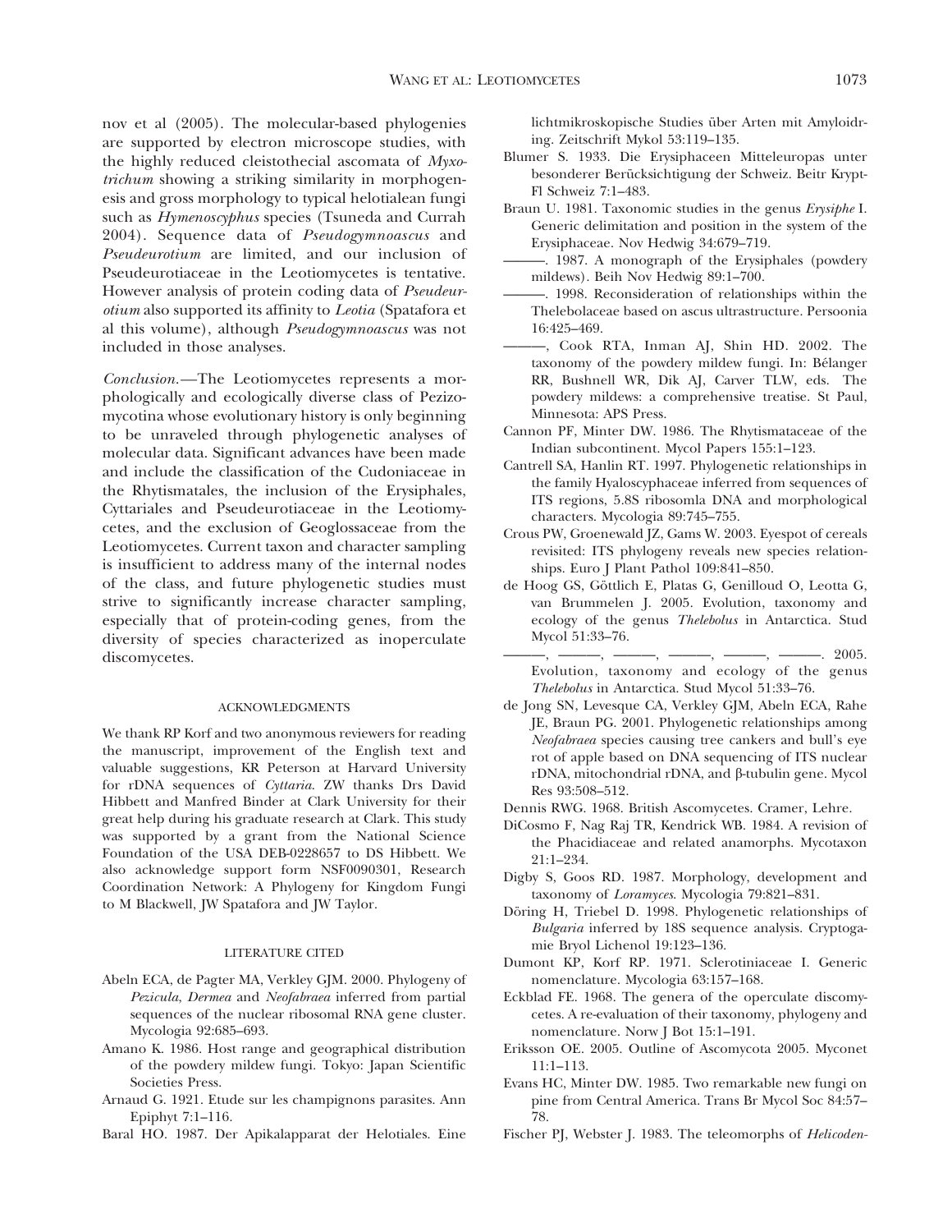nov et al (2005). The molecular-based phylogenies are supported by electron microscope studies, with the highly reduced cleistothecial ascomata of *Myxotrichum* showing a striking similarity in morphogenesis and gross morphology to typical helotialean fungi such as *Hymenoscyphus* species (Tsuneda and Currah 2004). Sequence data of *Pseudogymnoascus* and *Pseudeurotium* are limited, and our inclusion of Pseudeurotiaceae in the Leotiomycetes is tentative. However analysis of protein coding data of *Pseudeurotium* also supported its affinity to *Leotia* (Spatafora et al this volume), although *Pseudogymnoascus* was not included in those analyses.

*Conclusion.*—The Leotiomycetes represents a morphologically and ecologically diverse class of Pezizomycotina whose evolutionary history is only beginning to be unraveled through phylogenetic analyses of molecular data. Significant advances have been made and include the classification of the Cudoniaceae in the Rhytismatales, the inclusion of the Erysiphales, Cyttariales and Pseudeurotiaceae in the Leotiomycetes, and the exclusion of Geoglossaceae from the Leotiomycetes. Current taxon and character sampling is insufficient to address many of the internal nodes of the class, and future phylogenetic studies must strive to significantly increase character sampling, especially that of protein-coding genes, from the diversity of species characterized as inoperculate discomycetes.

## ACKNOWLEDGMENTS

We thank RP Korf and two anonymous reviewers for reading the manuscript, improvement of the English text and valuable suggestions, KR Peterson at Harvard University for rDNA sequences of *Cyttaria*. ZW thanks Drs David Hibbett and Manfred Binder at Clark University for their great help during his graduate research at Clark. This study was supported by a grant from the National Science Foundation of the USA DEB-0228657 to DS Hibbett. We also acknowledge support form NSF0090301, Research Coordination Network: A Phylogeny for Kingdom Fungi to M Blackwell, JW Spatafora and JW Taylor.

## LITERATURE CITED

Abeln ECA, de Pagter MA, Verkley GJM. 2000. Phylogeny of *Pezicula*, *Dermea* and *Neofabraea* inferred from partial sequences of the nuclear ribosomal RNA gene cluster. Mycologia 92:685–693.

Amano K. 1986. Host range and geographical distribution of the powdery mildew fungi. Tokyo: Japan Scientific Societies Press.

Arnaud G. 1921. Etude sur les champignons parasites. Ann Epiphyt 7:1–116.

Baral HO. 1987. Der Apikalapparat der Helotiales. Eine lichtmikroskopische Studies über Arten mit Amyloidring. Zeitschrift Mykol 53:119–135.

Blumer S. 1933. Die Erysiphaceen Mitteleuropas unter besonderer Berücksichtigung der Schweiz. Beitr Krypt-Fl Schweiz 7:1–483.

Braun U. 1981. Taxonomic studies in the genus *Erysiphe* I. Generic delimitation and position in the system of the Erysiphaceae. Nov Hedwig 34:679–719.

———. 1987. A monograph of the Erysiphales (powdery mildews). Beih Nov Hedwig 89:1–700.

———. 1998. Reconsideration of relationships within the Thelebolaceae based on ascus ultrastructure. Persoonia 16:425–469.

———, Cook RTA, Inman AJ, Shin HD. 2002. The taxonomy of the powdery mildew fungi. In: Bélanger RR, Bushnell WR, Dik AJ, Carver TLW, eds. The powdery mildews: a comprehensive treatise. St Paul, Minnesota: APS Press.

Cannon PF, Minter DW. 1986. The Rhytismataceae of the Indian subcontinent. Mycol Papers 155:1–123.

Cantrell SA, Hanlin RT. 1997. Phylogenetic relationships in the family Hyaloscyphaceae inferred from sequences of ITS regions, 5.8S ribosomla DNA and morphological characters. Mycologia 89:745–755.

Crous PW, Groenewald JZ, Gams W. 2003. Eyespot of cereals revisited: ITS phylogeny reveals new species relationships. Euro J Plant Pathol 109:841–850.

de Hoog GS, Göttlich E, Platas G, Genilloud O, Leotta G, van Brummelen J. 2005. Evolution, taxonomy and ecology of the genus *Thelebolus* in Antarctica. Stud Mycol 51:33–76.

———, ———, ———, ———, ———, ———. 2005. Evolution, taxonomy and ecology of the genus *Thelebolus* in Antarctica. Stud Mycol 51:33–76.

de Jong SN, Levesque CA, Verkley GJM, Abeln ECA, Rahe JE, Braun PG. 2001. Phylogenetic relationships among *Neofabraea* species causing tree cankers and bull's eye rot of apple based on DNA sequencing of ITS nuclear rDNA, mitochondrial rDNA, and β-tubulin gene. Mycol Res 93:508–512.

Dennis RWG. 1968. British Ascomycetes. Cramer, Lehre.

DiCosmo F, Nag Raj TR, Kendrick WB. 1984. A revision of the Phacidiaceae and related anamorphs. Mycotaxon 21:1–234.

Digby S, Goos RD. 1987. Morphology, development and taxonomy of *Loramyces*. Mycologia 79:821–831.

Döring H, Triebel D. 1998. Phylogenetic relationships of *Bulgaria* inferred by 18S sequence analysis. Cryptogamie Bryol Lichenol 19:123–136.

Dumont KP, Korf RP. 1971. Sclerotiniaceae I. Generic nomenclature. Mycologia 63:157–168.

Eckblad FE. 1968. The genera of the operculate discomycetes. A re-evaluation of their taxonomy, phylogeny and nomenclature. Norw J Bot 15:1–191.

Eriksson OE. 2005. Outline of Ascomycota 2005. Myconet 11:1–113.

Evans HC, Minter DW. 1985. Two remarkable new fungi on pine from Central America. Trans Br Mycol Soc 84:57–78.

Fischer PJ, Webster J. 1983. The teleomorphs of *Helicoden-*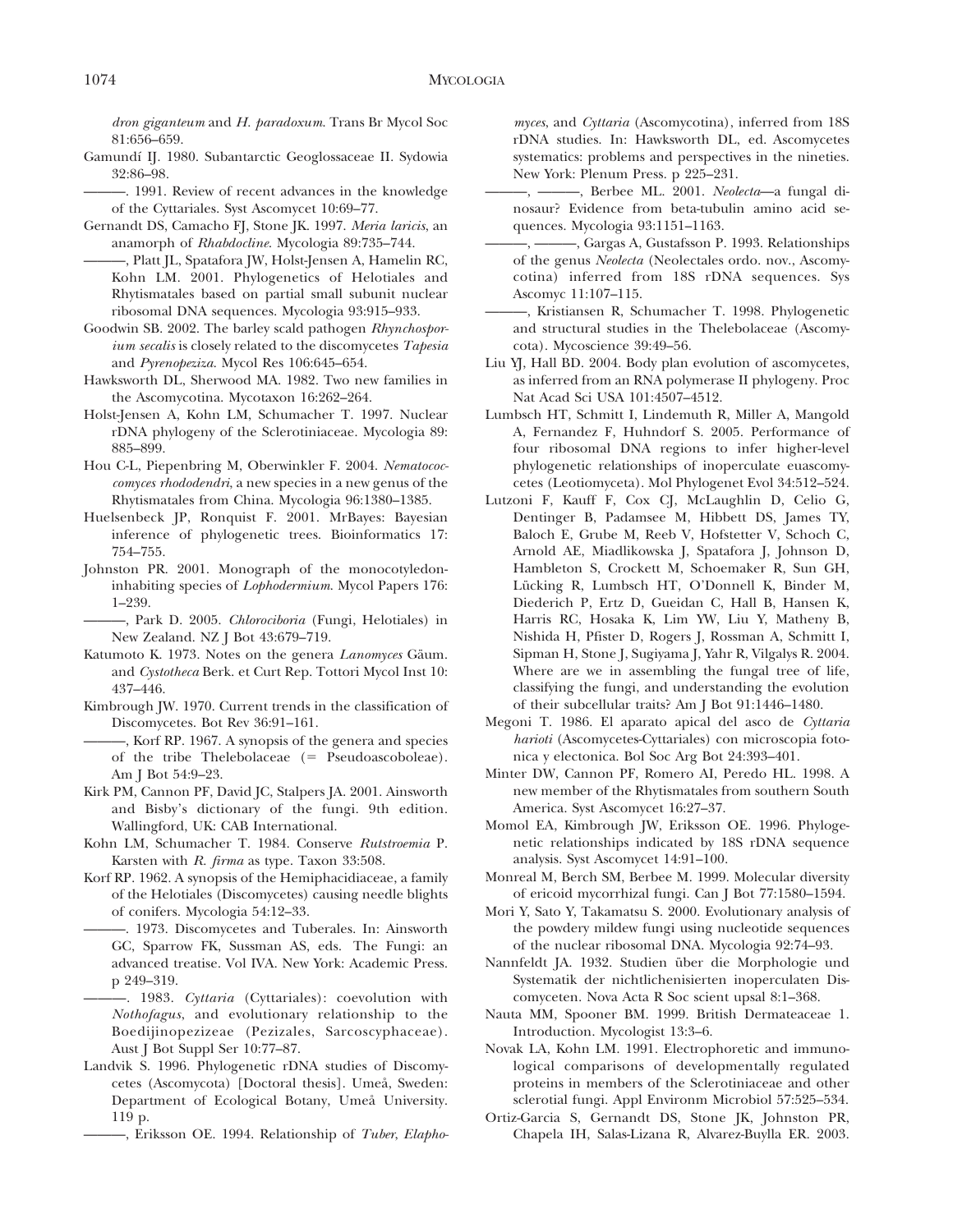*dron giganteum* and *H. paradoxum*. Trans Br Mycol Soc 81:656–659.

Gamundí IJ. 1980. Subantarctic Geoglossaceae II. Sydowia 32:86–98.

———. 1991. Review of recent advances in the knowledge of the Cyttariales. Syst Ascomycet 10:69–77.

Gernandt DS, Camacho FJ, Stone JK. 1997. *Meria laricis*, an anamorph of *Rhabdocline*. Mycologia 89:735–744.

———, Platt JL, Spatafora JW, Holst-Jensen A, Hamelin RC, Kohn LM. 2001. Phylogenetics of Helotiales and Rhytismatales based on partial small subunit nuclear ribosomal DNA sequences. Mycologia 93:915–933.

Goodwin SB. 2002. The barley scald pathogen *Rhynchosporium secalis* is closely related to the discomycetes *Tapesia* and *Pyrenopeziza*. Mycol Res 106:645–654.

Hawksworth DL, Sherwood MA. 1982. Two new families in the Ascomycotina. Mycotaxon 16:262–264.

Holst-Jensen A, Kohn LM, Schumacher T. 1997. Nuclear rDNA phylogeny of the Sclerotiniaceae. Mycologia 89: 885–899.

Hou C-L, Piepenbring M, Oberwinkler F. 2004. *Nematococcomyces rhododendri*, a new species in a new genus of the Rhytismatales from China. Mycologia 96:1380–1385.

Huelsenbeck JP, Ronquist F. 2001. MrBayes: Bayesian inference of phylogenetic trees. Bioinformatics 17: 754–755.

Johnston PR. 2001. Monograph of the monocotyledon-inhabiting species of *Lophodermium*. Mycol Papers 176: 1–239.

———, Park D. 2005. *Chlorociboria* (Fungi, Helotiales) in New Zealand. NZ J Bot 43:679–719.

Katumoto K. 1973. Notes on the genera *Lanomyces* Gäum. and *Cystotheca* Berk. et Curt Rep. Tottori Mycol Inst 10: 437–446.

Kimbrough JW. 1970. Current trends in the classification of Discomycetes. Bot Rev 36:91–161.

———, Korf RP. 1967. A synopsis of the genera and species of the tribe Thelebolaceae (= Pseudoascoboleae). Am J Bot 54:9–23.

Kirk PM, Cannon PF, David JC, Stalpers JA. 2001. Ainsworth and Bisby's dictionary of the fungi. 9th edition. Wallingford, UK: CAB International.

Kohn LM, Schumacher T. 1984. Conserve *Rutstroemia* P. Karsten with *R. firma* as type. Taxon 33:508.

Korf RP. 1962. A synopsis of the Hemiphacidiaceae, a family of the Helotiales (Discomycetes) causing needle blights of conifers. Mycologia 54:12–33.

———. 1973. Discomycetes and Tuberales. In: Ainsworth GC, Sparrow FK, Sussman AS, eds. The Fungi: an advanced treatise. Vol IVA. New York: Academic Press. p 249–319.

———. 1983. *Cyttaria* (Cyttariales): coevolution with *Nothofagus*, and evolutionary relationship to the Boedijinopezizeae (Pezizales, Sarcoscyphaceae). Aust J Bot Suppl Ser 10:77–87.

Landvik S. 1996. Phylogenetic rDNA studies of Discomycetes (Ascomycota) [Doctoral thesis]. Umeå, Sweden: Department of Ecological Botany, Umeå University. 119 p.

———, Eriksson OE. 1994. Relationship of *Tuber*, *Elaphomyces*, and *Cyttaria* (Ascomycotina), inferred from 18S rDNA studies. In: Hawksworth DL, ed. Ascomycetes systematics: problems and perspectives in the nineties. New York: Plenum Press. p 225–231.

———, ———, Berbee ML. 2001. *Neolecta*—a fungal dinosaur? Evidence from beta-tubulin amino acid sequences. Mycologia 93:1151–1163.

———, ———, Gargas A, Gustafsson P. 1993. Relationships of the genus *Neolecta* (Neolectales ordo. nov., Ascomycotina) inferred from 18S rDNA sequences. Sys Ascomyc 11:107–115.

———, Kristiansen R, Schumacher T. 1998. Phylogenetic and structural studies in the Thelebolaceae (Ascomycota). Mycoscience 39:49–56.

Liu YJ, Hall BD. 2004. Body plan evolution of ascomycetes, as inferred from an RNA polymerase II phylogeny. Proc Nat Acad Sci USA 101:4507–4512.

Lumbsch HT, Schmitt I, Lindemuth R, Miller A, Mangold A, Fernandez F, Huhndorf S. 2005. Performance of four ribosomal DNA regions to infer higher-level phylogenetic relationships of inoperculate euascomycetes (Leotiomyceta). Mol Phylogenet Evol 34:512–524.

Lutzoni F, Kauff F, Cox CJ, McLaughlin D, Celio G, Dentinger B, Padamsee M, Hibbett DS, James TY, Baloch E, Grube M, Reeb V, Hofstetter V, Schoch C, Arnold AE, Miadlikowska J, Spatafora J, Johnson D, Hambleton S, Crockett M, Schoemaker R, Sun GH, Lücking R, Lumbsch HT, O'Donnell K, Binder M, Diederich P, Ertz D, Gueidan C, Hall B, Hansen K, Harris RC, Hosaka K, Lim YW, Liu Y, Matheny B, Nishida H, Pfister D, Rogers J, Rossman A, Schmitt I, Sipman H, Stone J, Sugiyama J, Yahr R, Vilgalys R. 2004. Where are we in assembling the fungal tree of life, classifying the fungi, and understanding the evolution of their subcellular traits? Am J Bot 91:1446–1480.

Megoni T. 1986. El aparato apical del asco de *Cyttaria harioti* (Ascomycetes-Cyttariales) con microscopia fotonica y electonica. Bol Soc Arg Bot 24:393–401.

Minter DW, Cannon PF, Romero AI, Peredo HL. 1998. A new member of the Rhytismatales from southern South America. Syst Ascomycet 16:27–37.

Momol EA, Kimbrough JW, Eriksson OE. 1996. Phylogenetic relationships indicated by 18S rDNA sequence analysis. Syst Ascomycet 14:91–100.

Monreal M, Berch SM, Berbee M. 1999. Molecular diversity of ericoid mycorrhizal fungi. Can J Bot 77:1580–1594.

Mori Y, Sato Y, Takamatsu S. 2000. Evolutionary analysis of the powdery mildew fungi using nucleotide sequences of the nuclear ribosomal DNA. Mycologia 92:74–93.

Nannfeldt JA. 1932. Studien über die Morphologie und Systematik der nichtlichenisierten inoperculaten Discomyceten. Nova Acta R Soc scient upsal 8:1–368.

Nauta MM, Spooner BM. 1999. British Dermateaceae 1. Introduction. Mycologist 13:3–6.

Novak LA, Kohn LM. 1991. Electrophoretic and immunological comparisons of developmentally regulated proteins in members of the Sclerotiniaceae and other sclerotial fungi. Appl Environm Microbiol 57:525–534.

Ortiz-Garcia S, Gernandt DS, Stone JK, Johnston PR, Chapela IH, Salas-Lizana R, Alvarez-Buylla ER. 2003.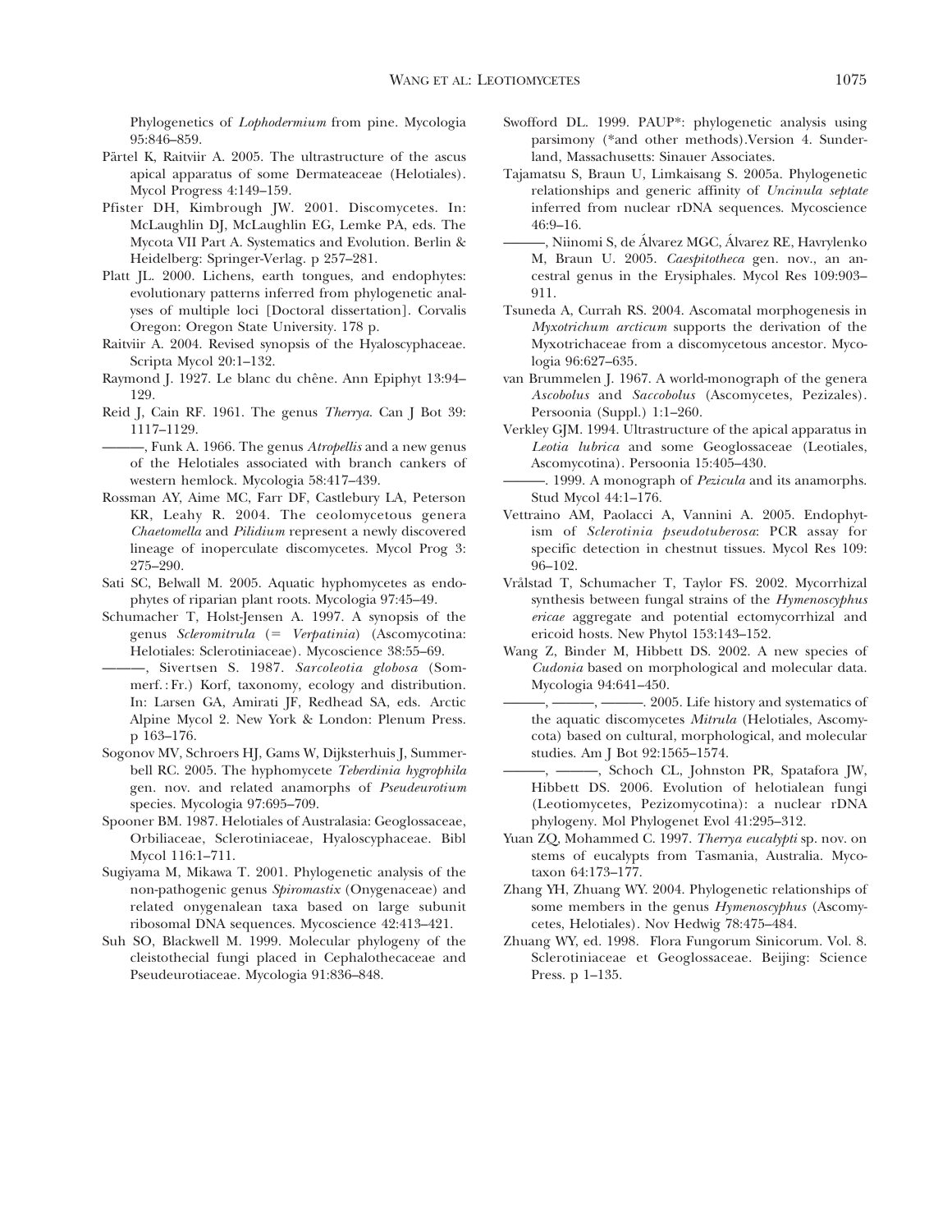Phylogenetics of *Lophodermium* from pine. Mycologia 95:846–859.

Pärtel K, Raitviir A. 2005. The ultrastructure of the ascus apical apparatus of some Dermateaceae (Helotiales). Mycol Progress 4:149–159.

Pfister DH, Kimbrough JW. 2001. Discomycetes. In: McLaughlin DJ, McLaughlin EG, Lemke PA, eds. The Mycota VII Part A. Systematics and Evolution. Berlin & Heidelberg: Springer-Verlag. p 257–281.

Platt JL. 2000. Lichens, earth tongues, and endophytes: evolutionary patterns inferred from phylogenetic analyses of multiple loci [Doctoral dissertation]. Corvalis Oregon: Oregon State University. 178 p.

Raitviir A. 2004. Revised synopsis of the Hyaloscyphaceae. Scripta Mycol 20:1–132.

Raymond J. 1927. Le blanc du chêne. Ann Epiphyt 13:94–129.

Reid J, Cain RF. 1961. The genus *Therrya*. Can J Bot 39: 1117–1129.

———, Funk A. 1966. The genus *Atropellis* and a new genus of the Helotiales associated with branch cankers of western hemlock. Mycologia 58:417–439.

Rossman AY, Aime MC, Farr DF, Castlebury LA, Peterson KR, Leahy R. 2004. The ceolomycetous genera *Chaetomella* and *Pilidium* represent a newly discovered lineage of inoperculate discomycetes. Mycol Prog 3: 275–290.

Sati SC, Belwall M. 2005. Aquatic hyphomycetes as endophytes of riparian plant roots. Mycologia 97:45–49.

Schumacher T, Holst-Jensen A. 1997. A synopsis of the genus *Scleromitrula* (= *Verpatinia*) (Ascomycotina: Helotiales: Sclerotiniaceae). Mycoscience 38:55–69.

———, Sivertsen S. 1987. *Sarcoleotia globosa* (Sommerf.: Fr.) Korf, taxonomy, ecology and distribution. In: Larsen GA, Amirati JF, Redhead SA, eds. Arctic Alpine Mycol 2. New York & London: Plenum Press. p 163–176.

Sogonov MV, Schroers HJ, Gams W, Dijksterhuis J, Summerbell RC. 2005. The hyphomycete *Teberdinia hygrophila* gen. nov. and related anamorphs of *Pseudeurotium* species. Mycologia 97:695–709.

Spooner BM. 1987. Helotiales of Australasia: Geoglossaceae, Orbiliaceae, Sclerotiniaceae, Hyaloscyphaceae. Bibl Mycol 116:1–711.

Sugiyama M, Mikawa T. 2001. Phylogenetic analysis of the non-pathogenic genus *Spiromastix* (Onygenaceae) and related onygenalean taxa based on large subunit ribosomal DNA sequences. Mycoscience 42:413–421.

Suh SO, Blackwell M. 1999. Molecular phylogeny of the cleistothecial fungi placed in Cephalothecaceae and Pseudeurotiaceae. Mycologia 91:836–848.

Swofford DL. 1999. PAUP*: phylogenetic analysis using parsimony (*and other methods).Version 4. Sunderland, Massachusetts: Sinauer Associates.

Tajamatsu S, Braun U, Limkaisang S. 2005a. Phylogenetic relationships and generic affinity of *Uncinula septate* inferred from nuclear rDNA sequences. Mycoscience 46:9–16.

———, Niinomi S, de Álvarez MGC, Álvarez RE, Havrylenko M, Braun U. 2005. *Caespitotheca* gen. nov., an ancestral genus in the Erysiphales. Mycol Res 109:903–911.

Tsuneda A, Currah RS. 2004. Ascomatal morphogenesis in *Myxotrichum arcticum* supports the derivation of the Myxotrichaceae from a discomycetous ancestor. Mycologia 96:627–635.

van Brummelen J. 1967. A world-monograph of the genera *Ascobolus* and *Saccobolus* (Ascomycetes, Pezizales). Persoonia (Suppl.) 1:1–260.

Verkley GJM. 1994. Ultrastructure of the apical apparatus in *Leotia lubrica* and some Geoglossaceae (Leotiales, Ascomycotina). Persoonia 15:405–430.

———. 1999. A monograph of *Pezicula* and its anamorphs. Stud Mycol 44:1–176.

Vettraino AM, Paolacci A, Vannini A. 2005. Endophytism of *Sclerotinia pseudotuberosa*: PCR assay for specific detection in chestnut tissues. Mycol Res 109: 96–102.

Vrålstad T, Schumacher T, Taylor FS. 2002. Mycorrhizal synthesis between fungal strains of the *Hymenoscyphus ericae* aggregate and potential ectomycorrhizal and ericoid hosts. New Phytol 153:143–152.

Wang Z, Binder M, Hibbett DS. 2002. A new species of *Cudonia* based on morphological and molecular data. Mycologia 94:641–450.

———, ———, ———. 2005. Life history and systematics of the aquatic discomycetes *Mitrula* (Helotiales, Ascomycota) based on cultural, morphological, and molecular studies. Am J Bot 92:1565–1574.

———, ———, Schoch CL, Johnston PR, Spatafora JW, Hibbett DS. 2006. Evolution of helotialean fungi (Leotiomycetes, Pezizomycotina): a nuclear rDNA phylogeny. Mol Phylogenet Evol 41:295–312.

Yuan ZQ, Mohammed C. 1997. *Therrya eucalypti* sp. nov. on stems of eucalypts from Tasmania, Australia. Mycotaxon 64:173–177.

Zhang YH, Zhuang WY. 2004. Phylogenetic relationships of some members in the genus *Hymenoscyphus* (Ascomycetes, Helotiales). Nov Hedwig 78:475–484.

Zhuang WY, ed. 1998. Flora Fungorum Sinicorum. Vol. 8. Sclerotiniaceae et Geoglossaceae. Beijing: Science Press. p 1–135.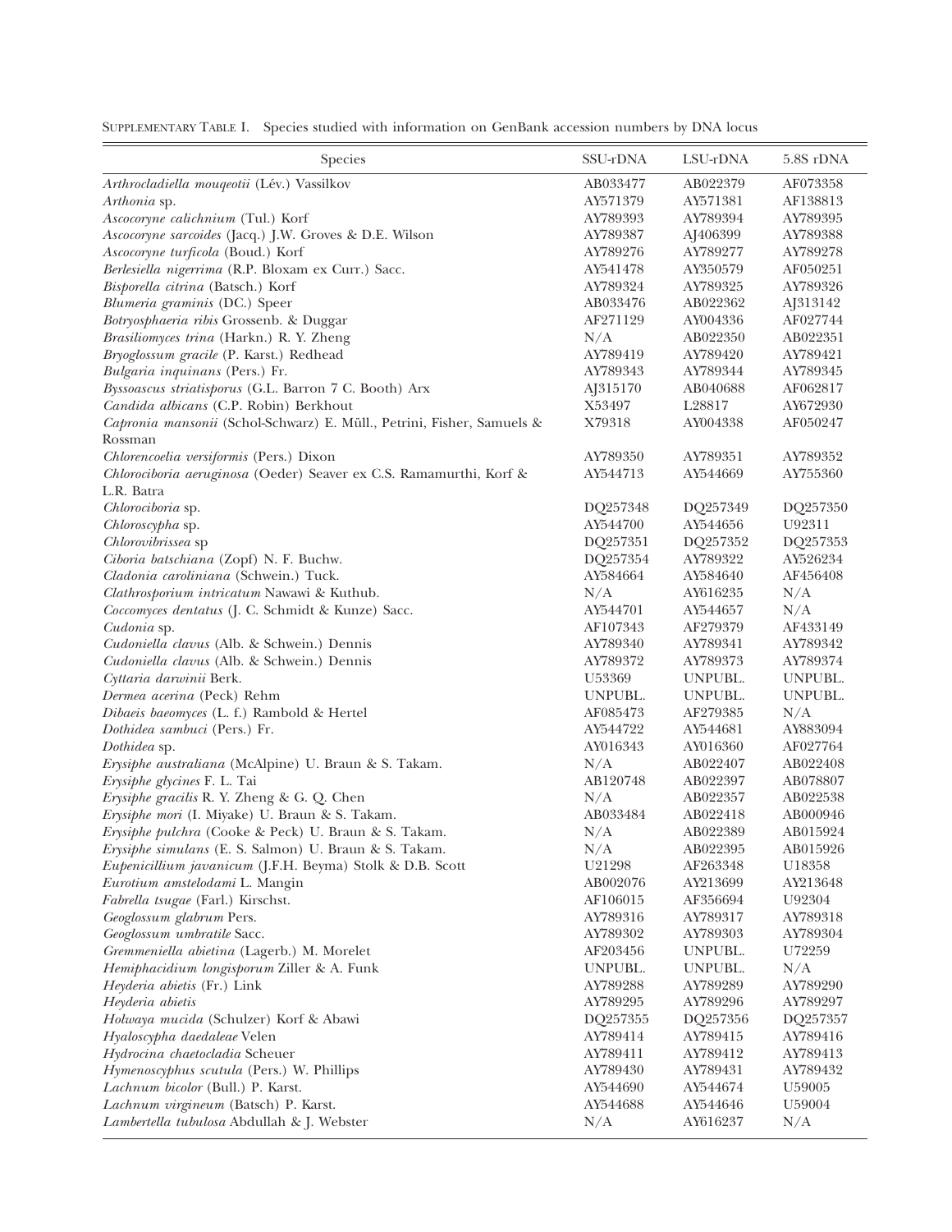Supplementary Table I. Species studied with information on GenBank accession numbers by DNA locus

| Species | SSU-rDNA | LSU-rDNA | 5.8S rDNA |
|---|---|---|---|
| *Arthrocladiella mouqeotii* (Lév.) Vassilkov | AB033477 | AB022379 | AF073358 |
| *Arthonia* sp. | AY571379 | AY571381 | AF138813 |
| *Ascocoryne calichnium* (Tul.) Korf | AY789393 | AY789394 | AY789395 |
| *Ascocoryne sarcoides* (Jacq.) J.W. Groves & D.E. Wilson | AY789387 | AJ406399 | AY789388 |
| *Ascocoryne turficola* (Boud.) Korf | AY789276 | AY789277 | AY789278 |
| *Berlesiella nigerrima* (R.P. Bloxam ex Curr.) Sacc. | AY541478 | AY350579 | AF050251 |
| *Bisporella citrina* (Batsch.) Korf | AY789324 | AY789325 | AY789326 |
| *Blumeria graminis* (DC.) Speer | AB033476 | AB022362 | AJ313142 |
| *Botryosphaeria ribis* Grossenb. & Duggar | AF271129 | AY004336 | AF027744 |
| *Brasiliomyces trina* (Harkn.) R. Y. Zheng | N/A | AB022350 | AB022351 |
| *Bryoglossum gracile* (P. Karst.) Redhead | AY789419 | AY789420 | AY789421 |
| *Bulgaria inquinans* (Pers.) Fr. | AY789343 | AY789344 | AY789345 |
| *Byssoascus striatisporus* (G.L. Barron 7 C. Booth) Arx | AJ315170 | AB040688 | AF062817 |
| *Candida albicans* (C.P. Robin) Berkhout | X53497 | L28817 | AY672930 |
| *Capronia mansonii* (Schol-Schwarz) E. Müll., Petrini, Fisher, Samuels & Rossman | X79318 | AY004338 | AF050247 |
| *Chlorencoelia versiformis* (Pers.) Dixon | AY789350 | AY789351 | AY789352 |
| *Chlorociboria aeruginosa* (Oeder) Seaver ex C.S. Ramamurthi, Korf & L.R. Batra | AY544713 | AY544669 | AY755360 |
| *Chlorociboria* sp. | DQ257348 | DQ257349 | DQ257350 |
| *Chloroscypha* sp. | AY544700 | AY544656 | U92311 |
| *Chlorovibrissea* sp | DQ257351 | DQ257352 | DQ257353 |
| *Ciboria batschiana* (Zopf) N. F. Buchw. | DQ257354 | AY789322 | AY526234 |
| *Cladonia caroliniana* (Schwein.) Tuck. | AY584664 | AY584640 | AF456408 |
| *Clathrosporium intricatum* Nawawi & Kuthub. | N/A | AY616235 | N/A |
| *Coccomyces dentatus* (J. C. Schmidt & Kunze) Sacc. | AY544701 | AY544657 | N/A |
| *Cudonia* sp. | AF107343 | AF279379 | AF433149 |
| *Cudoniella clavus* (Alb. & Schwein.) Dennis | AY789340 | AY789341 | AY789342 |
| *Cudoniella clavus* (Alb. & Schwein.) Dennis | AY789372 | AY789373 | AY789374 |
| *Cyttaria darwinii* Berk. | U53369 | UNPUBL. | UNPUBL. |
| *Dermea acerina* (Peck) Rehm | UNPUBL. | UNPUBL. | UNPUBL. |
| *Dibaeis baeomyces* (L. f.) Rambold & Hertel | AF085473 | AF279385 | N/A |
| *Dothidea sambuci* (Pers.) Fr. | AY544722 | AY544681 | AY883094 |
| *Dothidea* sp. | AY016343 | AY016360 | AF027764 |
| *Erysiphe australiana* (McAlpine) U. Braun & S. Takam. | N/A | AB022407 | AB022408 |
| *Erysiphe glycines* F. L. Tai | AB120748 | AB022397 | AB078807 |
| *Erysiphe gracilis* R. Y. Zheng & G. Q. Chen | N/A | AB022357 | AB022538 |
| *Erysiphe mori* (I. Miyake) U. Braun & S. Takam. | AB033484 | AB022418 | AB000946 |
| *Erysiphe pulchra* (Cooke & Peck) U. Braun & S. Takam. | N/A | AB022389 | AB015924 |
| *Erysiphe simulans* (E. S. Salmon) U. Braun & S. Takam. | N/A | AB022395 | AB015926 |
| *Eupenicillium javanicum* (J.F.H. Beyma) Stolk & D.B. Scott | U21298 | AF263348 | U18358 |
| *Eurotium amstelodami* L. Mangin | AB002076 | AY213699 | AY213648 |
| *Fabrella tsugae* (Farl.) Kirschst. | AF106015 | AF356694 | U92304 |
| *Geoglossum glabrum* Pers. | AY789316 | AY789317 | AY789318 |
| *Geoglossum umbratile* Sacc. | AY789302 | AY789303 | AY789304 |
| *Gremmeniella abietina* (Lagerb.) M. Morelet | AF203456 | UNPUBL. | U72259 |
| *Hemiphacidium longisporum* Ziller & A. Funk | UNPUBL. | UNPUBL. | N/A |
| *Heyderia abietis* (Fr.) Link | AY789288 | AY789289 | AY789290 |
| *Heyderia abietis* | AY789295 | AY789296 | AY789297 |
| *Holwaya mucida* (Schulzer) Korf & Abawi | DQ257355 | DQ257356 | DQ257357 |
| *Hyaloscypha daedaleae* Velen | AY789414 | AY789415 | AY789416 |
| *Hydrocina chaetocladia* Scheuer | AY789411 | AY789412 | AY789413 |
| *Hymenoscyphus scutula* (Pers.) W. Phillips | AY789430 | AY789431 | AY789432 |
| *Lachnum bicolor* (Bull.) P. Karst. | AY544690 | AY544674 | U59005 |
| *Lachnum virgineum* (Batsch) P. Karst. | AY544688 | AY544646 | U59004 |
| *Lambertella tubulosa* Abdullah & J. Webster | N/A | AY616237 | N/A |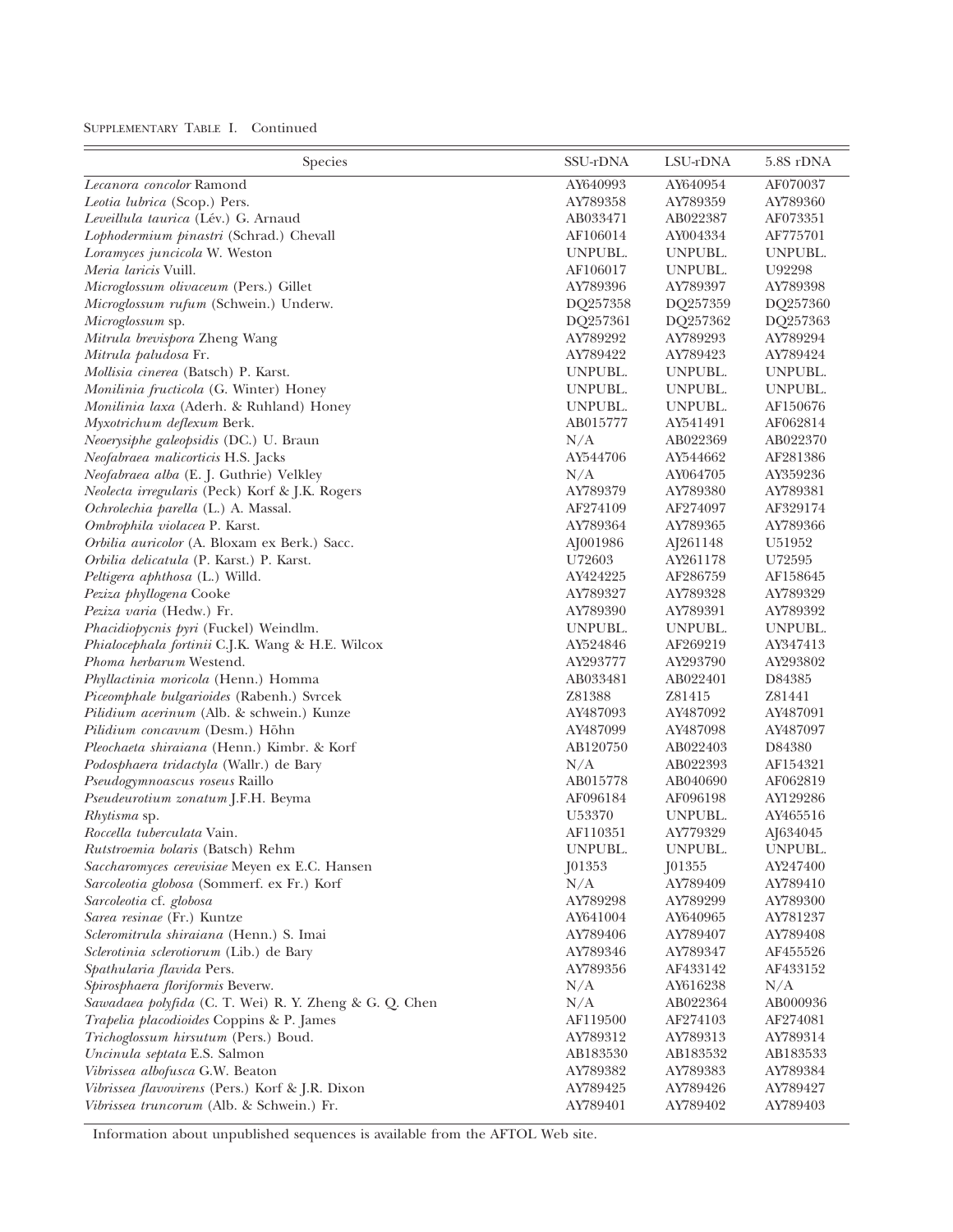Supplementary Table I. Continued

| Species | SSU-rDNA | LSU-rDNA | 5.8S rDNA |
|---|---|---|---|
| *Lecanora concolor* Ramond | AY640993 | AY640954 | AF070037 |
| *Leotia lubrica* (Scop.) Pers. | AY789358 | AY789359 | AY789360 |
| *Leveillula taurica* (Lév.) G. Arnaud | AB033471 | AB022387 | AF073351 |
| *Lophodermium pinastri* (Schrad.) Chevall | AF106014 | AY004334 | AF775701 |
| *Loramyces juncicola* W. Weston | UNPUBL. | UNPUBL. | UNPUBL. |
| *Meria laricis* Vuill. | AF106017 | UNPUBL. | U92298 |
| *Microglossum olivaceum* (Pers.) Gillet | AY789396 | AY789397 | AY789398 |
| *Microglossum rufum* (Schwein.) Underw. | DQ257358 | DQ257359 | DQ257360 |
| *Microglossum* sp. | DQ257361 | DQ257362 | DQ257363 |
| *Mitrula brevispora* Zheng Wang | AY789292 | AY789293 | AY789294 |
| *Mitrula paludosa* Fr. | AY789422 | AY789423 | AY789424 |
| *Mollisia cinerea* (Batsch) P. Karst. | UNPUBL. | UNPUBL. | UNPUBL. |
| *Monilinia fructicola* (G. Winter) Honey | UNPUBL. | UNPUBL. | UNPUBL. |
| *Monilinia laxa* (Aderh. & Ruhland) Honey | UNPUBL. | UNPUBL. | AF150676 |
| *Myxotrichum deflexum* Berk. | AB015777 | AY541491 | AF062814 |
| *Neoerysiphe galeopsidis* (DC.) U. Braun | N/A | AB022369 | AB022370 |
| *Neofabraea malicorticis* H.S. Jacks | AY544706 | AY544662 | AF281386 |
| *Neofabraea alba* (E. J. Guthrie) Velkley | N/A | AY064705 | AY359236 |
| *Neolecta irregularis* (Peck) Korf & J.K. Rogers | AY789379 | AY789380 | AY789381 |
| *Ochrolechia parella* (L.) A. Massal. | AF274109 | AF274097 | AF329174 |
| *Ombrophila violacea* P. Karst. | AY789364 | AY789365 | AY789366 |
| *Orbilia auricolor* (A. Bloxam ex Berk.) Sacc. | AJ001986 | AJ261148 | U51952 |
| *Orbilia delicatula* (P. Karst.) P. Karst. | U72603 | AY261178 | U72595 |
| *Peltigera aphthosa* (L.) Willd. | AY424225 | AF286759 | AF158645 |
| *Peziza phyllogena* Cooke | AY789327 | AY789328 | AY789329 |
| *Peziza varia* (Hedw.) Fr. | AY789390 | AY789391 | AY789392 |
| *Phacidiopycnis pyri* (Fuckel) Weindlm. | UNPUBL. | UNPUBL. | UNPUBL. |
| *Phialocephala fortinii* C.J.K. Wang & H.E. Wilcox | AY524846 | AF269219 | AY347413 |
| *Phoma herbarum* Westend. | AY293777 | AY293790 | AY293802 |
| *Phyllactinia moricola* (Henn.) Homma | AB033481 | AB022401 | D84385 |
| *Piceomphale bulgarioides* (Rabenh.) Svrcek | Z81388 | Z81415 | Z81441 |
| *Pilidium acerinum* (Alb. & schwein.) Kunze | AY487093 | AY487092 | AY487091 |
| *Pilidium concavum* (Desm.) Höhn | AY487099 | AY487098 | AY487097 |
| *Pleochaeta shiraiana* (Henn.) Kimbr. & Korf | AB120750 | AB022403 | D84380 |
| *Podosphaera tridactyla* (Wallr.) de Bary | N/A | AB022393 | AF154321 |
| *Pseudogymnoascus roseus* Raillo | AB015778 | AB040690 | AF062819 |
| *Pseudeurotium zonatum* J.F.H. Beyma | AF096184 | AF096198 | AY129286 |
| *Rhytisma* sp. | U53370 | UNPUBL. | AY465516 |
| *Roccella tuberculata* Vain. | AF110351 | AY779329 | AJ634045 |
| *Rutstroemia bolaris* (Batsch) Rehm | UNPUBL. | UNPUBL. | UNPUBL. |
| *Saccharomyces cerevisiae* Meyen ex E.C. Hansen | J01353 | J01355 | AY247400 |
| *Sarcoleotia globosa* (Sommerf. ex Fr.) Korf | N/A | AY789409 | AY789410 |
| *Sarcoleotia* cf. *globosa* | AY789298 | AY789299 | AY789300 |
| *Sarea resinae* (Fr.) Kuntze | AY641004 | AY640965 | AY781237 |
| *Scleromitrula shiraiana* (Henn.) S. Imai | AY789406 | AY789407 | AY789408 |
| *Sclerotinia sclerotiorum* (Lib.) de Bary | AY789346 | AY789347 | AF455526 |
| *Spathularia flavida* Pers. | AY789356 | AF433142 | AF433152 |
| *Spirosphaera floriformis* Beverw. | N/A | AY616238 | N/A |
| *Sawadaea polyfida* (C. T. Wei) R. Y. Zheng & G. Q. Chen | N/A | AB022364 | AB000936 |
| *Trapelia placodioides* Coppins & P. James | AF119500 | AF274103 | AF274081 |
| *Trichoglossum hirsutum* (Pers.) Boud. | AY789312 | AY789313 | AY789314 |
| *Uncinula septata* E.S. Salmon | AB183530 | AB183532 | AB183533 |
| *Vibrissea albofusca* G.W. Beaton | AY789382 | AY789383 | AY789384 |
| *Vibrissea flavovirens* (Pers.) Korf & J.R. Dixon | AY789425 | AY789426 | AY789427 |
| *Vibrissea truncorum* (Alb. & Schwein.) Fr. | AY789401 | AY789402 | AY789403 |

Information about unpublished sequences is available from the AFTOL Web site.